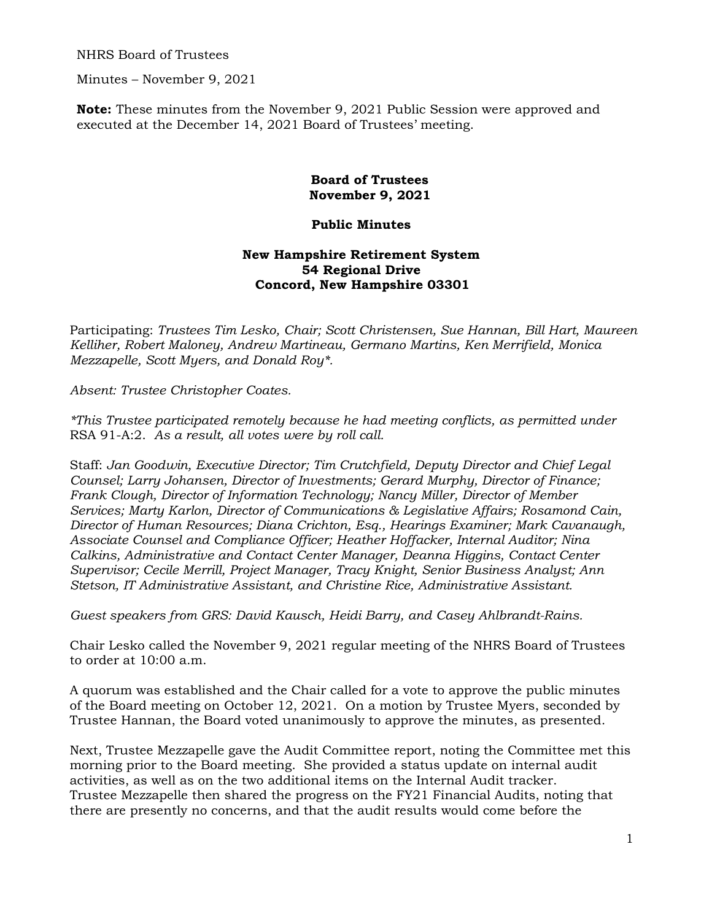NHRS Board of Trustees

Minutes – November 9, 2021

**Note:** These minutes from the November 9, 2021 Public Session were approved and executed at the December 14, 2021 Board of Trustees' meeting.

**Board of Trustees**
**November 9, 2021**

**Public Minutes**

**New Hampshire Retirement System**
**54 Regional Drive**
**Concord, New Hampshire 03301**

Participating: *Trustees Tim Lesko, Chair; Scott Christensen, Sue Hannan, Bill Hart, Maureen Kelliher, Robert Maloney, Andrew Martineau, Germano Martins, Ken Merrifield, Monica Mezzapelle, Scott Myers, and Donald Roy*.*

*Absent: Trustee Christopher Coates.*

*\*This Trustee participated remotely because he had meeting conflicts, as permitted under* RSA 91-A:2. *As a result, all votes were by roll call.*

Staff: *Jan Goodwin, Executive Director; Tim Crutchfield, Deputy Director and Chief Legal Counsel; Larry Johansen, Director of Investments; Gerard Murphy, Director of Finance; Frank Clough, Director of Information Technology; Nancy Miller, Director of Member Services; Marty Karlon, Director of Communications & Legislative Affairs; Rosamond Cain, Director of Human Resources; Diana Crichton, Esq., Hearings Examiner; Mark Cavanaugh, Associate Counsel and Compliance Officer; Heather Hoffacker, Internal Auditor; Nina Calkins, Administrative and Contact Center Manager, Deanna Higgins, Contact Center Supervisor; Cecile Merrill, Project Manager, Tracy Knight, Senior Business Analyst; Ann Stetson, IT Administrative Assistant, and Christine Rice, Administrative Assistant.*

*Guest speakers from GRS: David Kausch, Heidi Barry, and Casey Ahlbrandt-Rains.*

Chair Lesko called the November 9, 2021 regular meeting of the NHRS Board of Trustees to order at 10:00 a.m.

A quorum was established and the Chair called for a vote to approve the public minutes of the Board meeting on October 12, 2021. On a motion by Trustee Myers, seconded by Trustee Hannan, the Board voted unanimously to approve the minutes, as presented.

Next, Trustee Mezzapelle gave the Audit Committee report, noting the Committee met this morning prior to the Board meeting. She provided a status update on internal audit activities, as well as on the two additional items on the Internal Audit tracker. Trustee Mezzapelle then shared the progress on the FY21 Financial Audits, noting that there are presently no concerns, and that the audit results would come before the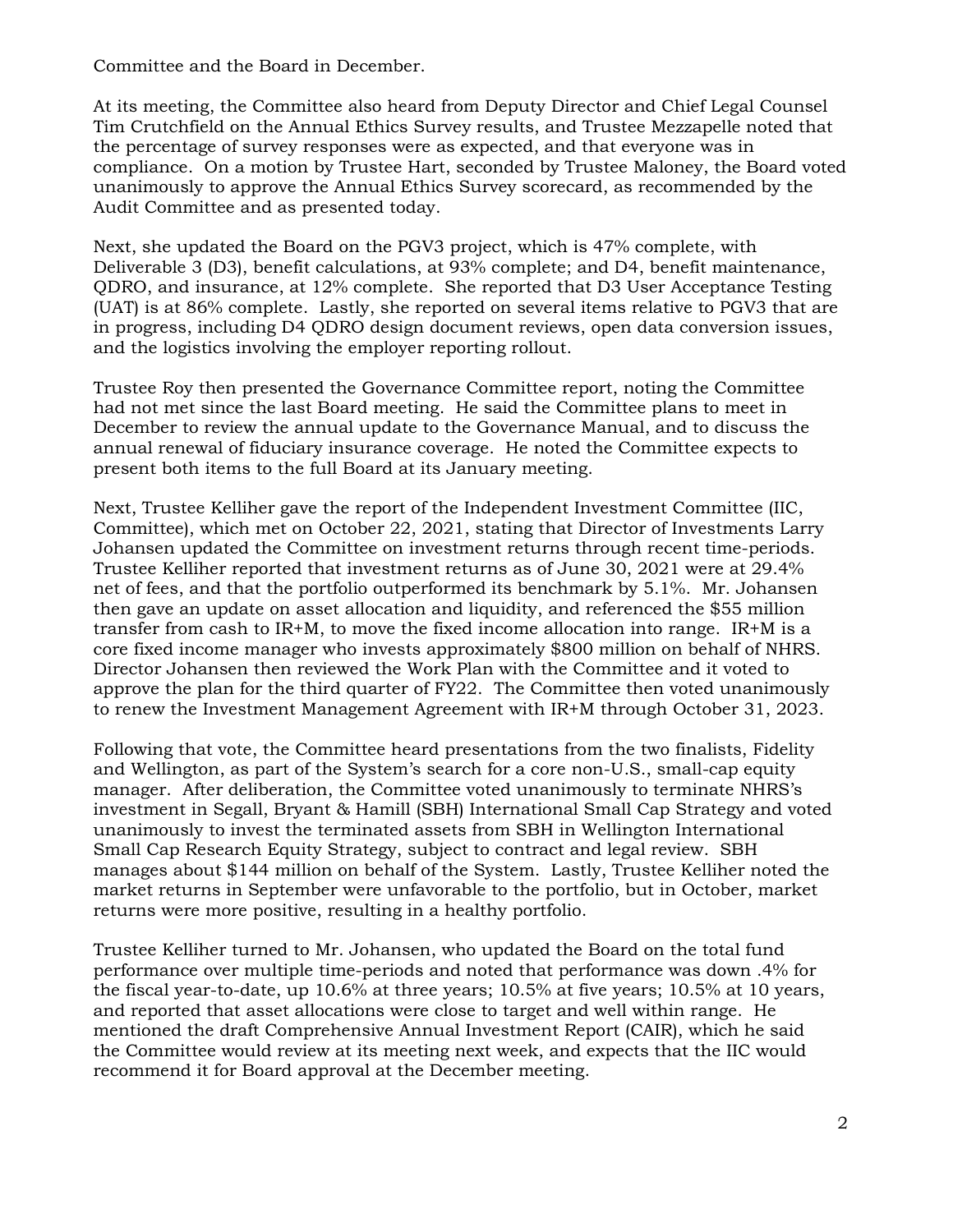Committee and the Board in December.

At its meeting, the Committee also heard from Deputy Director and Chief Legal Counsel Tim Crutchfield on the Annual Ethics Survey results, and Trustee Mezzapelle noted that the percentage of survey responses were as expected, and that everyone was in compliance. On a motion by Trustee Hart, seconded by Trustee Maloney, the Board voted unanimously to approve the Annual Ethics Survey scorecard, as recommended by the Audit Committee and as presented today.

Next, she updated the Board on the PGV3 project, which is 47% complete, with Deliverable 3 (D3), benefit calculations, at 93% complete; and D4, benefit maintenance, QDRO, and insurance, at 12% complete. She reported that D3 User Acceptance Testing (UAT) is at 86% complete. Lastly, she reported on several items relative to PGV3 that are in progress, including D4 QDRO design document reviews, open data conversion issues, and the logistics involving the employer reporting rollout.

Trustee Roy then presented the Governance Committee report, noting the Committee had not met since the last Board meeting. He said the Committee plans to meet in December to review the annual update to the Governance Manual, and to discuss the annual renewal of fiduciary insurance coverage. He noted the Committee expects to present both items to the full Board at its January meeting.

Next, Trustee Kelliher gave the report of the Independent Investment Committee (IIC, Committee), which met on October 22, 2021, stating that Director of Investments Larry Johansen updated the Committee on investment returns through recent time-periods. Trustee Kelliher reported that investment returns as of June 30, 2021 were at 29.4% net of fees, and that the portfolio outperformed its benchmark by 5.1%. Mr. Johansen then gave an update on asset allocation and liquidity, and referenced the $55 million transfer from cash to IR+M, to move the fixed income allocation into range. IR+M is a core fixed income manager who invests approximately $800 million on behalf of NHRS. Director Johansen then reviewed the Work Plan with the Committee and it voted to approve the plan for the third quarter of FY22. The Committee then voted unanimously to renew the Investment Management Agreement with IR+M through October 31, 2023.

Following that vote, the Committee heard presentations from the two finalists, Fidelity and Wellington, as part of the System's search for a core non-U.S., small-cap equity manager. After deliberation, the Committee voted unanimously to terminate NHRS's investment in Segall, Bryant & Hamill (SBH) International Small Cap Strategy and voted unanimously to invest the terminated assets from SBH in Wellington International Small Cap Research Equity Strategy, subject to contract and legal review. SBH manages about $144 million on behalf of the System. Lastly, Trustee Kelliher noted the market returns in September were unfavorable to the portfolio, but in October, market returns were more positive, resulting in a healthy portfolio.

Trustee Kelliher turned to Mr. Johansen, who updated the Board on the total fund performance over multiple time-periods and noted that performance was down .4% for the fiscal year-to-date, up 10.6% at three years; 10.5% at five years; 10.5% at 10 years, and reported that asset allocations were close to target and well within range. He mentioned the draft Comprehensive Annual Investment Report (CAIR), which he said the Committee would review at its meeting next week, and expects that the IIC would recommend it for Board approval at the December meeting.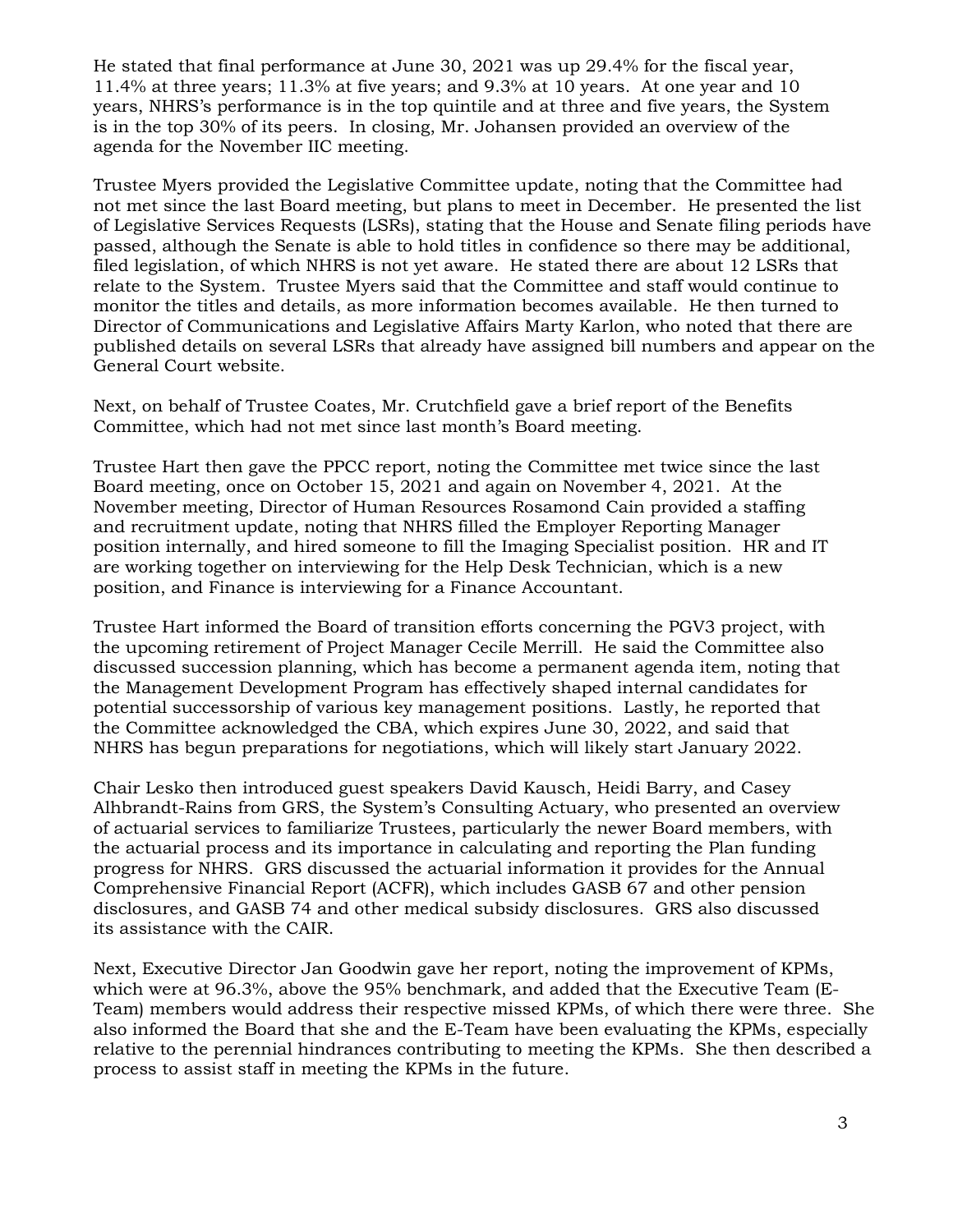He stated that final performance at June 30, 2021 was up 29.4% for the fiscal year, 11.4% at three years; 11.3% at five years; and 9.3% at 10 years. At one year and 10 years, NHRS's performance is in the top quintile and at three and five years, the System is in the top 30% of its peers. In closing, Mr. Johansen provided an overview of the agenda for the November IIC meeting.

Trustee Myers provided the Legislative Committee update, noting that the Committee had not met since the last Board meeting, but plans to meet in December. He presented the list of Legislative Services Requests (LSRs), stating that the House and Senate filing periods have passed, although the Senate is able to hold titles in confidence so there may be additional, filed legislation, of which NHRS is not yet aware. He stated there are about 12 LSRs that relate to the System. Trustee Myers said that the Committee and staff would continue to monitor the titles and details, as more information becomes available. He then turned to Director of Communications and Legislative Affairs Marty Karlon, who noted that there are published details on several LSRs that already have assigned bill numbers and appear on the General Court website.

Next, on behalf of Trustee Coates, Mr. Crutchfield gave a brief report of the Benefits Committee, which had not met since last month's Board meeting.

Trustee Hart then gave the PPCC report, noting the Committee met twice since the last Board meeting, once on October 15, 2021 and again on November 4, 2021. At the November meeting, Director of Human Resources Rosamond Cain provided a staffing and recruitment update, noting that NHRS filled the Employer Reporting Manager position internally, and hired someone to fill the Imaging Specialist position. HR and IT are working together on interviewing for the Help Desk Technician, which is a new position, and Finance is interviewing for a Finance Accountant.

Trustee Hart informed the Board of transition efforts concerning the PGV3 project, with the upcoming retirement of Project Manager Cecile Merrill. He said the Committee also discussed succession planning, which has become a permanent agenda item, noting that the Management Development Program has effectively shaped internal candidates for potential successorship of various key management positions. Lastly, he reported that the Committee acknowledged the CBA, which expires June 30, 2022, and said that NHRS has begun preparations for negotiations, which will likely start January 2022.

Chair Lesko then introduced guest speakers David Kausch, Heidi Barry, and Casey Alhbrandt-Rains from GRS, the System's Consulting Actuary, who presented an overview of actuarial services to familiarize Trustees, particularly the newer Board members, with the actuarial process and its importance in calculating and reporting the Plan funding progress for NHRS. GRS discussed the actuarial information it provides for the Annual Comprehensive Financial Report (ACFR), which includes GASB 67 and other pension disclosures, and GASB 74 and other medical subsidy disclosures. GRS also discussed its assistance with the CAIR.

Next, Executive Director Jan Goodwin gave her report, noting the improvement of KPMs, which were at 96.3%, above the 95% benchmark, and added that the Executive Team (E-Team) members would address their respective missed KPMs, of which there were three. She also informed the Board that she and the E-Team have been evaluating the KPMs, especially relative to the perennial hindrances contributing to meeting the KPMs. She then described a process to assist staff in meeting the KPMs in the future.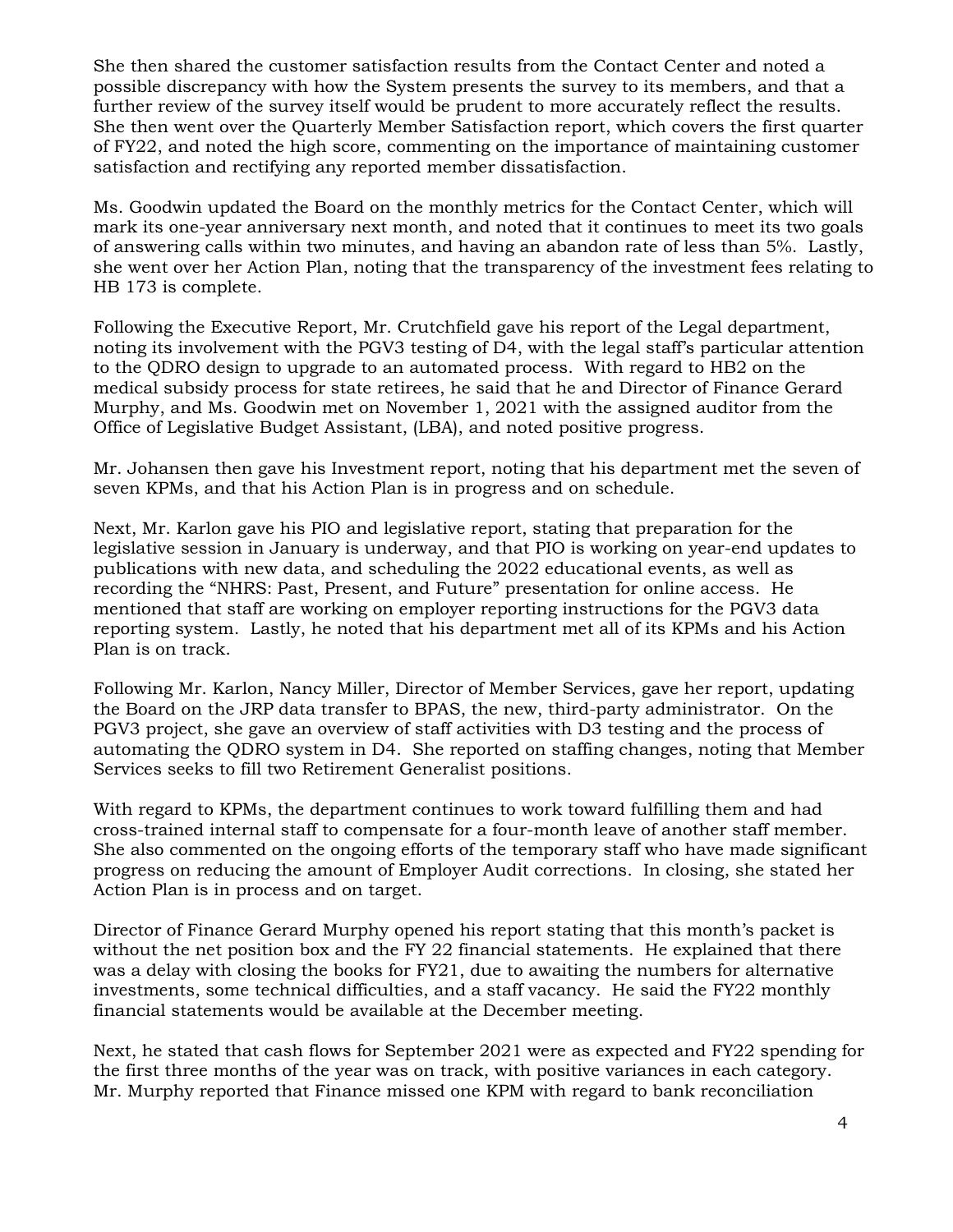She then shared the customer satisfaction results from the Contact Center and noted a possible discrepancy with how the System presents the survey to its members, and that a further review of the survey itself would be prudent to more accurately reflect the results. She then went over the Quarterly Member Satisfaction report, which covers the first quarter of FY22, and noted the high score, commenting on the importance of maintaining customer satisfaction and rectifying any reported member dissatisfaction.

Ms. Goodwin updated the Board on the monthly metrics for the Contact Center, which will mark its one-year anniversary next month, and noted that it continues to meet its two goals of answering calls within two minutes, and having an abandon rate of less than 5%. Lastly, she went over her Action Plan, noting that the transparency of the investment fees relating to HB 173 is complete.

Following the Executive Report, Mr. Crutchfield gave his report of the Legal department, noting its involvement with the PGV3 testing of D4, with the legal staff's particular attention to the QDRO design to upgrade to an automated process. With regard to HB2 on the medical subsidy process for state retirees, he said that he and Director of Finance Gerard Murphy, and Ms. Goodwin met on November 1, 2021 with the assigned auditor from the Office of Legislative Budget Assistant, (LBA), and noted positive progress.

Mr. Johansen then gave his Investment report, noting that his department met the seven of seven KPMs, and that his Action Plan is in progress and on schedule.

Next, Mr. Karlon gave his PIO and legislative report, stating that preparation for the legislative session in January is underway, and that PIO is working on year-end updates to publications with new data, and scheduling the 2022 educational events, as well as recording the "NHRS: Past, Present, and Future" presentation for online access. He mentioned that staff are working on employer reporting instructions for the PGV3 data reporting system. Lastly, he noted that his department met all of its KPMs and his Action Plan is on track.

Following Mr. Karlon, Nancy Miller, Director of Member Services, gave her report, updating the Board on the JRP data transfer to BPAS, the new, third-party administrator. On the PGV3 project, she gave an overview of staff activities with D3 testing and the process of automating the QDRO system in D4. She reported on staffing changes, noting that Member Services seeks to fill two Retirement Generalist positions.

With regard to KPMs, the department continues to work toward fulfilling them and had cross-trained internal staff to compensate for a four-month leave of another staff member. She also commented on the ongoing efforts of the temporary staff who have made significant progress on reducing the amount of Employer Audit corrections. In closing, she stated her Action Plan is in process and on target.

Director of Finance Gerard Murphy opened his report stating that this month's packet is without the net position box and the FY 22 financial statements. He explained that there was a delay with closing the books for FY21, due to awaiting the numbers for alternative investments, some technical difficulties, and a staff vacancy. He said the FY22 monthly financial statements would be available at the December meeting.

Next, he stated that cash flows for September 2021 were as expected and FY22 spending for the first three months of the year was on track, with positive variances in each category. Mr. Murphy reported that Finance missed one KPM with regard to bank reconciliation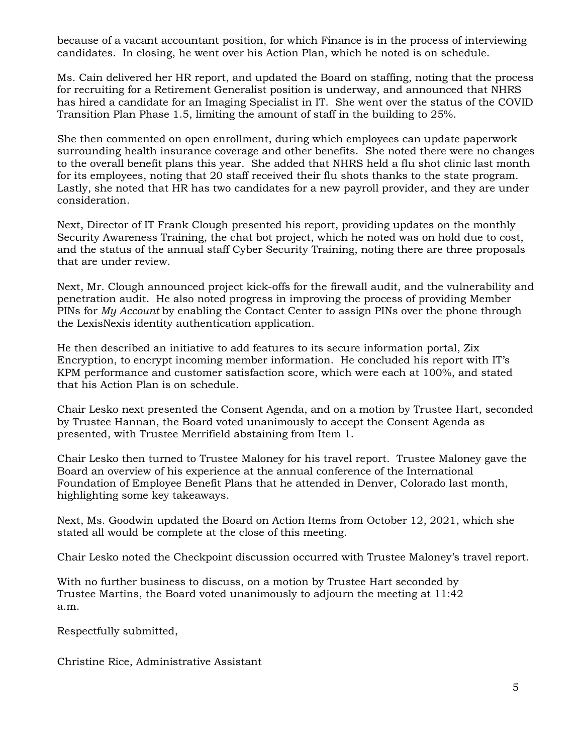because of a vacant accountant position, for which Finance is in the process of interviewing candidates. In closing, he went over his Action Plan, which he noted is on schedule.

Ms. Cain delivered her HR report, and updated the Board on staffing, noting that the process for recruiting for a Retirement Generalist position is underway, and announced that NHRS has hired a candidate for an Imaging Specialist in IT. She went over the status of the COVID Transition Plan Phase 1.5, limiting the amount of staff in the building to 25%.

She then commented on open enrollment, during which employees can update paperwork surrounding health insurance coverage and other benefits. She noted there were no changes to the overall benefit plans this year. She added that NHRS held a flu shot clinic last month for its employees, noting that 20 staff received their flu shots thanks to the state program. Lastly, she noted that HR has two candidates for a new payroll provider, and they are under consideration.

Next, Director of IT Frank Clough presented his report, providing updates on the monthly Security Awareness Training, the chat bot project, which he noted was on hold due to cost, and the status of the annual staff Cyber Security Training, noting there are three proposals that are under review.

Next, Mr. Clough announced project kick-offs for the firewall audit, and the vulnerability and penetration audit. He also noted progress in improving the process of providing Member PINs for *My Account* by enabling the Contact Center to assign PINs over the phone through the LexisNexis identity authentication application.

He then described an initiative to add features to its secure information portal, Zix Encryption, to encrypt incoming member information. He concluded his report with IT's KPM performance and customer satisfaction score, which were each at 100%, and stated that his Action Plan is on schedule.

Chair Lesko next presented the Consent Agenda, and on a motion by Trustee Hart, seconded by Trustee Hannan, the Board voted unanimously to accept the Consent Agenda as presented, with Trustee Merrifield abstaining from Item 1.

Chair Lesko then turned to Trustee Maloney for his travel report. Trustee Maloney gave the Board an overview of his experience at the annual conference of the International Foundation of Employee Benefit Plans that he attended in Denver, Colorado last month, highlighting some key takeaways.

Next, Ms. Goodwin updated the Board on Action Items from October 12, 2021, which she stated all would be complete at the close of this meeting.

Chair Lesko noted the Checkpoint discussion occurred with Trustee Maloney's travel report.

With no further business to discuss, on a motion by Trustee Hart seconded by Trustee Martins, the Board voted unanimously to adjourn the meeting at 11:42 a.m.

Respectfully submitted,

Christine Rice, Administrative Assistant